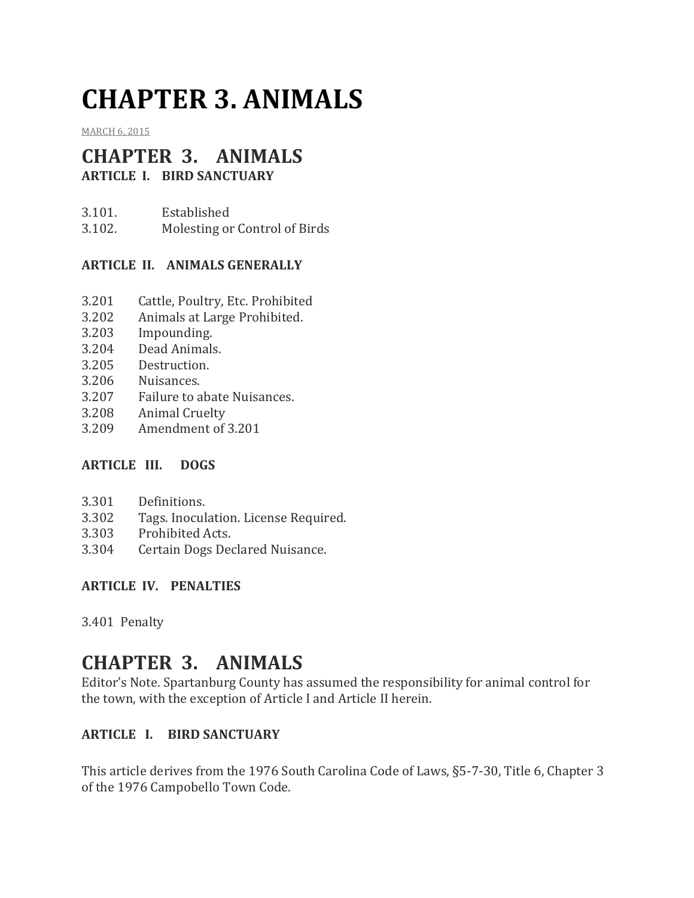# CHAPTER 3. ANIMALS

MARCH 6, 2015

## CHAPTER 3. ANIMALS

**ARTICLE I. BIRD SANCTUARY**

3.101. Established
3.102. Molesting or Control of Birds

**ARTICLE II. ANIMALS GENERALLY**

3.201 Cattle, Poultry, Etc. Prohibited
3.202 Animals at Large Prohibited.
3.203 Impounding.
3.204 Dead Animals.
3.205 Destruction.
3.206 Nuisances.
3.207 Failure to abate Nuisances.
3.208 Animal Cruelty
3.209 Amendment of 3.201

**ARTICLE III. DOGS**

3.301 Definitions.
3.302 Tags. Inoculation. License Required.
3.303 Prohibited Acts.
3.304 Certain Dogs Declared Nuisance.

**ARTICLE IV. PENALTIES**

3.401 Penalty

## CHAPTER 3. ANIMALS

Editor's Note. Spartanburg County has assumed the responsibility for animal control for the town, with the exception of Article I and Article II herein.

**ARTICLE I. BIRD SANCTUARY**

This article derives from the 1976 South Carolina Code of Laws, §5-7-30, Title 6, Chapter 3 of the 1976 Campobello Town Code.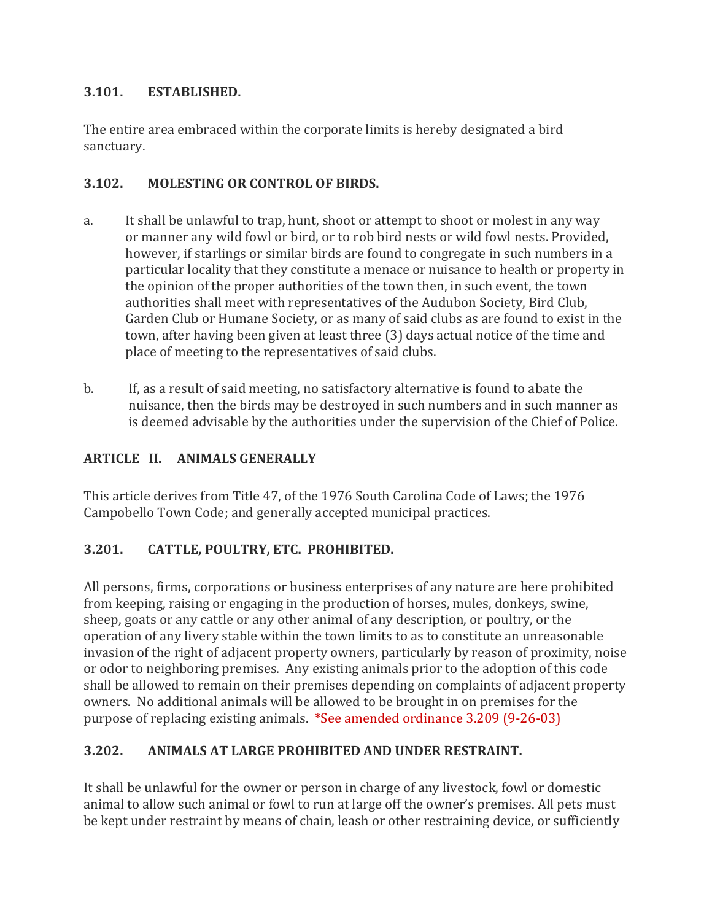### 3.101. ESTABLISHED.

The entire area embraced within the corporate limits is hereby designated a bird sanctuary.

### 3.102. MOLESTING OR CONTROL OF BIRDS.

a. It shall be unlawful to trap, hunt, shoot or attempt to shoot or molest in any way or manner any wild fowl or bird, or to rob bird nests or wild fowl nests. Provided, however, if starlings or similar birds are found to congregate in such numbers in a particular locality that they constitute a menace or nuisance to health or property in the opinion of the proper authorities of the town then, in such event, the town authorities shall meet with representatives of the Audubon Society, Bird Club, Garden Club or Humane Society, or as many of said clubs as are found to exist in the town, after having been given at least three (3) days actual notice of the time and place of meeting to the representatives of said clubs.

b. If, as a result of said meeting, no satisfactory alternative is found to abate the nuisance, then the birds may be destroyed in such numbers and in such manner as is deemed advisable by the authorities under the supervision of the Chief of Police.

## ARTICLE II. ANIMALS GENERALLY

This article derives from Title 47, of the 1976 South Carolina Code of Laws; the 1976 Campobello Town Code; and generally accepted municipal practices.

### 3.201. CATTLE, POULTRY, ETC. PROHIBITED.

All persons, firms, corporations or business enterprises of any nature are here prohibited from keeping, raising or engaging in the production of horses, mules, donkeys, swine, sheep, goats or any cattle or any other animal of any description, or poultry, or the operation of any livery stable within the town limits to as to constitute an unreasonable invasion of the right of adjacent property owners, particularly by reason of proximity, noise or odor to neighboring premises. Any existing animals prior to the adoption of this code shall be allowed to remain on their premises depending on complaints of adjacent property owners. No additional animals will be allowed to be brought in on premises for the purpose of replacing existing animals. *See amended ordinance 3.209 (9-26-03)

### 3.202. ANIMALS AT LARGE PROHIBITED AND UNDER RESTRAINT.

It shall be unlawful for the owner or person in charge of any livestock, fowl or domestic animal to allow such animal or fowl to run at large off the owner's premises. All pets must be kept under restraint by means of chain, leash or other restraining device, or sufficiently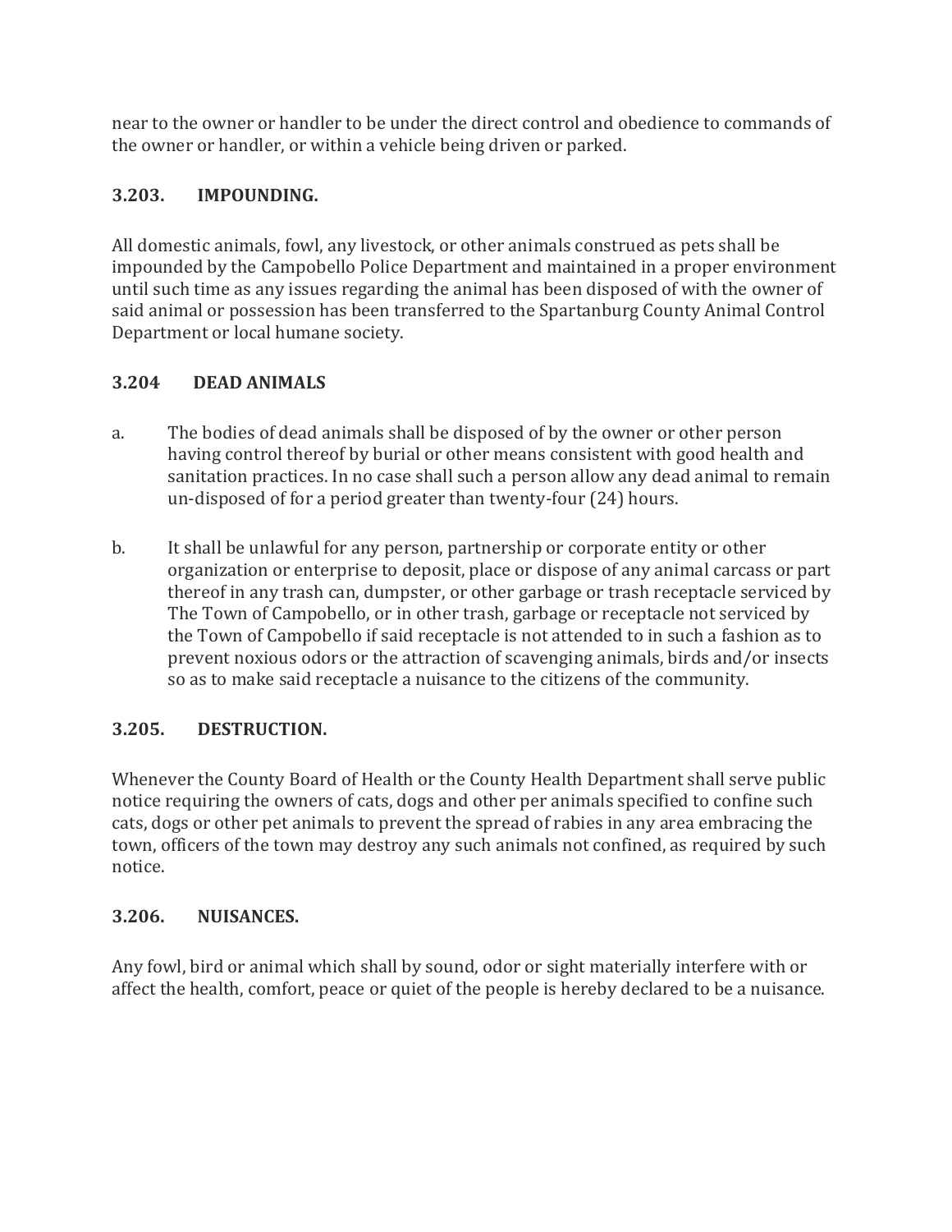near to the owner or handler to be under the direct control and obedience to commands of the owner or handler, or within a vehicle being driven or parked.

### 3.203. IMPOUNDING.

All domestic animals, fowl, any livestock, or other animals construed as pets shall be impounded by the Campobello Police Department and maintained in a proper environment until such time as any issues regarding the animal has been disposed of with the owner of said animal or possession has been transferred to the Spartanburg County Animal Control Department or local humane society.

### 3.204 DEAD ANIMALS

a. The bodies of dead animals shall be disposed of by the owner or other person having control thereof by burial or other means consistent with good health and sanitation practices. In no case shall such a person allow any dead animal to remain un-disposed of for a period greater than twenty-four (24) hours.

b. It shall be unlawful for any person, partnership or corporate entity or other organization or enterprise to deposit, place or dispose of any animal carcass or part thereof in any trash can, dumpster, or other garbage or trash receptacle serviced by The Town of Campobello, or in other trash, garbage or receptacle not serviced by the Town of Campobello if said receptacle is not attended to in such a fashion as to prevent noxious odors or the attraction of scavenging animals, birds and/or insects so as to make said receptacle a nuisance to the citizens of the community.

### 3.205. DESTRUCTION.

Whenever the County Board of Health or the County Health Department shall serve public notice requiring the owners of cats, dogs and other per animals specified to confine such cats, dogs or other pet animals to prevent the spread of rabies in any area embracing the town, officers of the town may destroy any such animals not confined, as required by such notice.

### 3.206. NUISANCES.

Any fowl, bird or animal which shall by sound, odor or sight materially interfere with or affect the health, comfort, peace or quiet of the people is hereby declared to be a nuisance.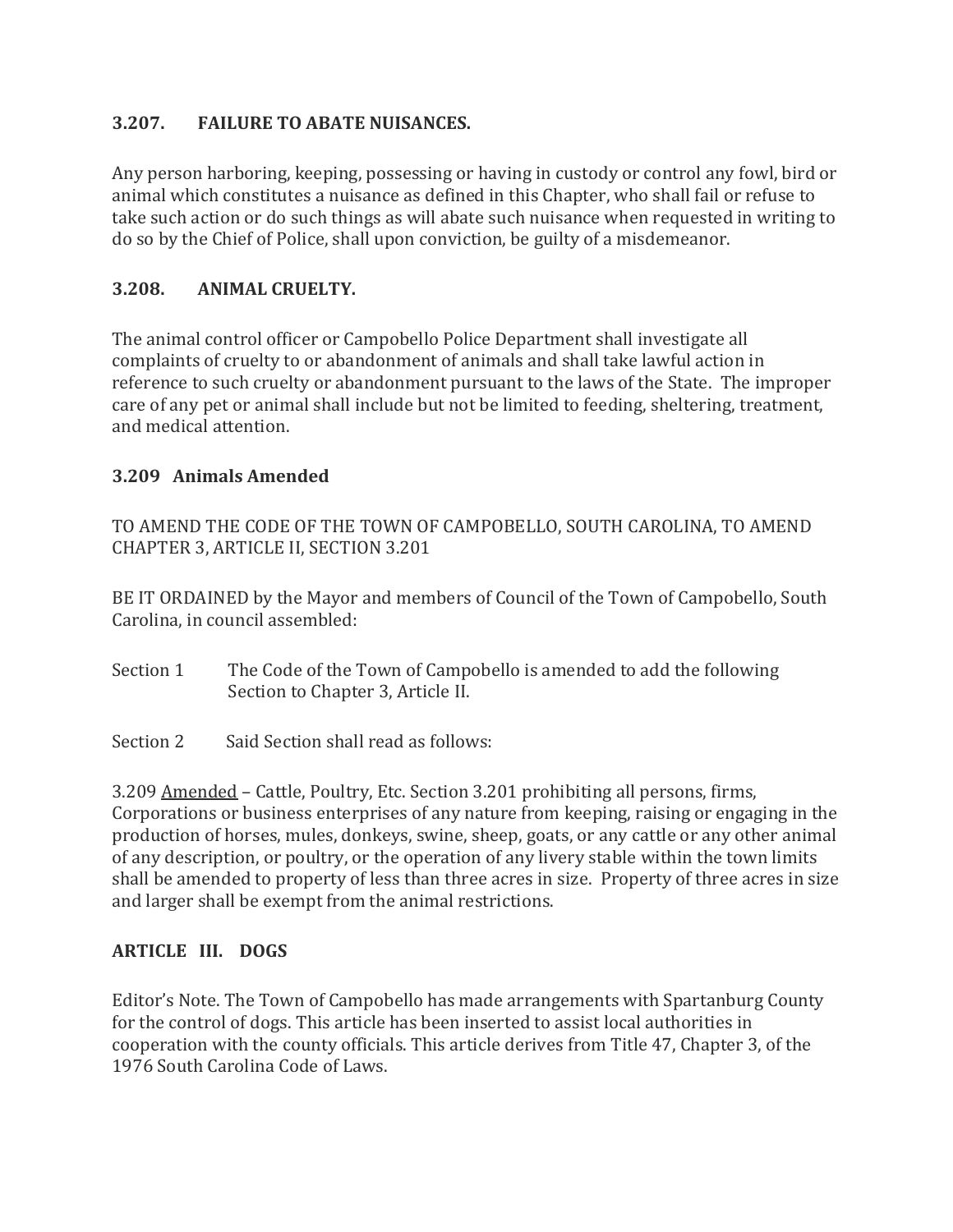### 3.207. FAILURE TO ABATE NUISANCES.

Any person harboring, keeping, possessing or having in custody or control any fowl, bird or animal which constitutes a nuisance as defined in this Chapter, who shall fail or refuse to take such action or do such things as will abate such nuisance when requested in writing to do so by the Chief of Police, shall upon conviction, be guilty of a misdemeanor.

### 3.208. ANIMAL CRUELTY.

The animal control officer or Campobello Police Department shall investigate all complaints of cruelty to or abandonment of animals and shall take lawful action in reference to such cruelty or abandonment pursuant to the laws of the State. The improper care of any pet or animal shall include but not be limited to feeding, sheltering, treatment, and medical attention.

### 3.209 Animals Amended

TO AMEND THE CODE OF THE TOWN OF CAMPOBELLO, SOUTH CAROLINA, TO AMEND CHAPTER 3, ARTICLE II, SECTION 3.201

BE IT ORDAINED by the Mayor and members of Council of the Town of Campobello, South Carolina, in council assembled:

Section 1 The Code of the Town of Campobello is amended to add the following Section to Chapter 3, Article II.

Section 2 Said Section shall read as follows:

3.209 Amended – Cattle, Poultry, Etc. Section 3.201 prohibiting all persons, firms, Corporations or business enterprises of any nature from keeping, raising or engaging in the production of horses, mules, donkeys, swine, sheep, goats, or any cattle or any other animal of any description, or poultry, or the operation of any livery stable within the town limits shall be amended to property of less than three acres in size. Property of three acres in size and larger shall be exempt from the animal restrictions.

## ARTICLE III. DOGS

Editor's Note. The Town of Campobello has made arrangements with Spartanburg County for the control of dogs. This article has been inserted to assist local authorities in cooperation with the county officials. This article derives from Title 47, Chapter 3, of the 1976 South Carolina Code of Laws.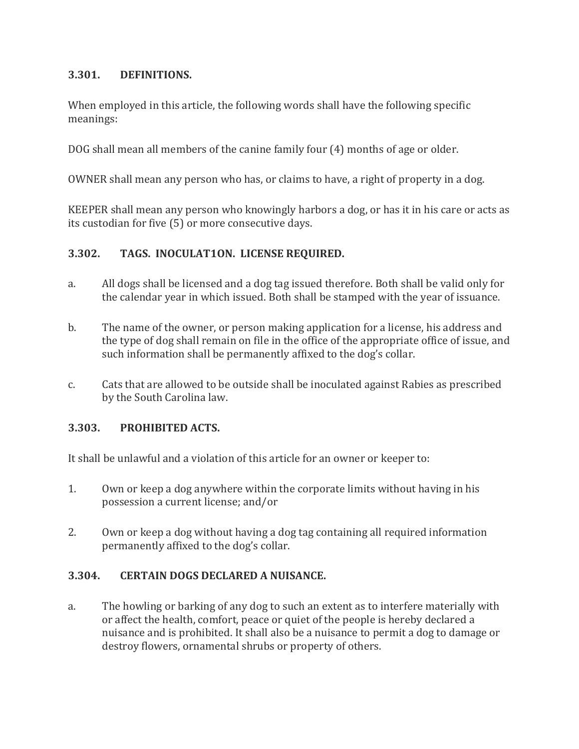### 3.301. DEFINITIONS.

When employed in this article, the following words shall have the following specific meanings:

DOG shall mean all members of the canine family four (4) months of age or older.

OWNER shall mean any person who has, or claims to have, a right of property in a dog.

KEEPER shall mean any person who knowingly harbors a dog, or has it in his care or acts as its custodian for five (5) or more consecutive days.

### 3.302. TAGS. INOCULAT1ON. LICENSE REQUIRED.

a. All dogs shall be licensed and a dog tag issued therefore. Both shall be valid only for the calendar year in which issued. Both shall be stamped with the year of issuance.

b. The name of the owner, or person making application for a license, his address and the type of dog shall remain on file in the office of the appropriate office of issue, and such information shall be permanently affixed to the dog's collar.

c. Cats that are allowed to be outside shall be inoculated against Rabies as prescribed by the South Carolina law.

### 3.303. PROHIBITED ACTS.

It shall be unlawful and a violation of this article for an owner or keeper to:

1. Own or keep a dog anywhere within the corporate limits without having in his possession a current license; and/or

2. Own or keep a dog without having a dog tag containing all required information permanently affixed to the dog's collar.

### 3.304. CERTAIN DOGS DECLARED A NUISANCE.

a. The howling or barking of any dog to such an extent as to interfere materially with or affect the health, comfort, peace or quiet of the people is hereby declared a nuisance and is prohibited. It shall also be a nuisance to permit a dog to damage or destroy flowers, ornamental shrubs or property of others.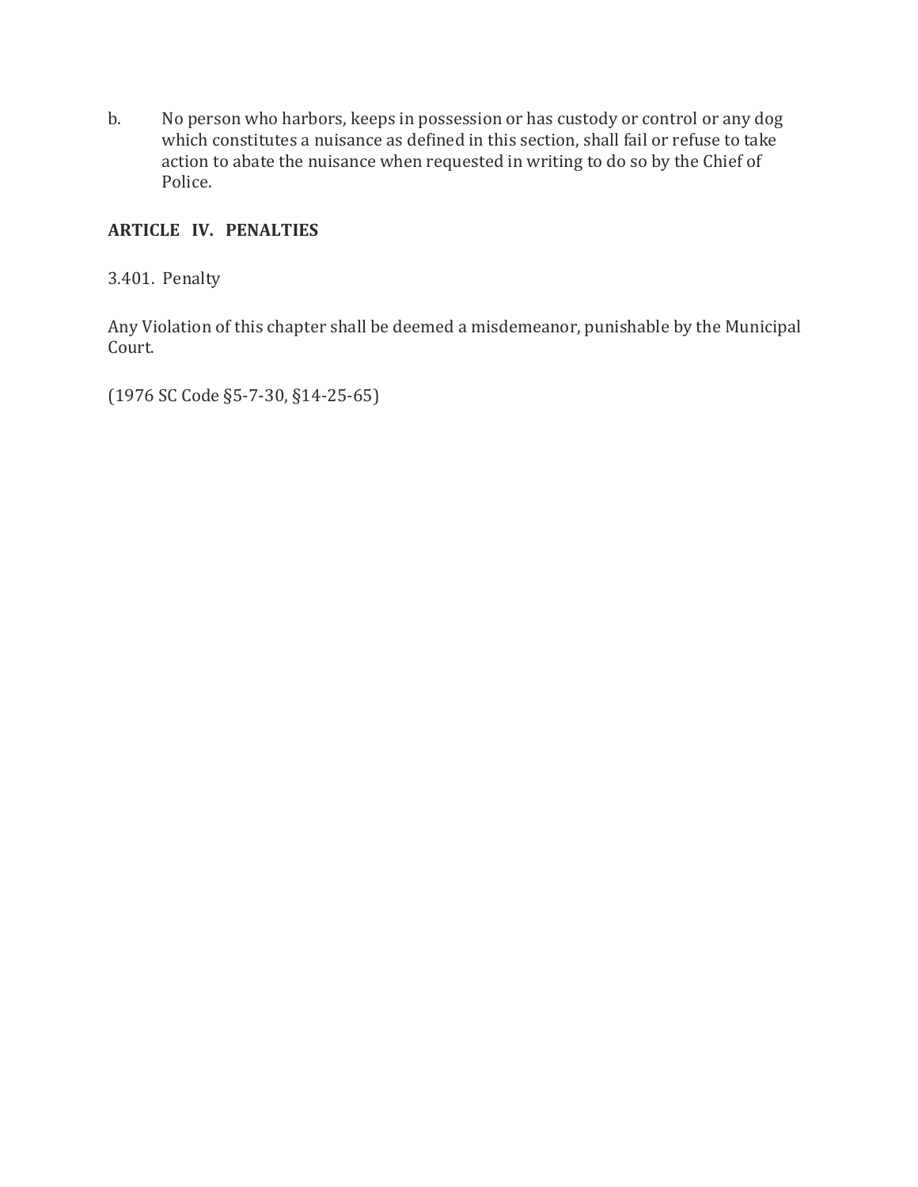b. No person who harbors, keeps in possession or has custody or control or any dog which constitutes a nuisance as defined in this section, shall fail or refuse to take action to abate the nuisance when requested in writing to do so by the Chief of Police.

## ARTICLE IV. PENALTIES

3.401. Penalty

Any Violation of this chapter shall be deemed a misdemeanor, punishable by the Municipal Court.

(1976 SC Code §5-7-30, §14-25-65)